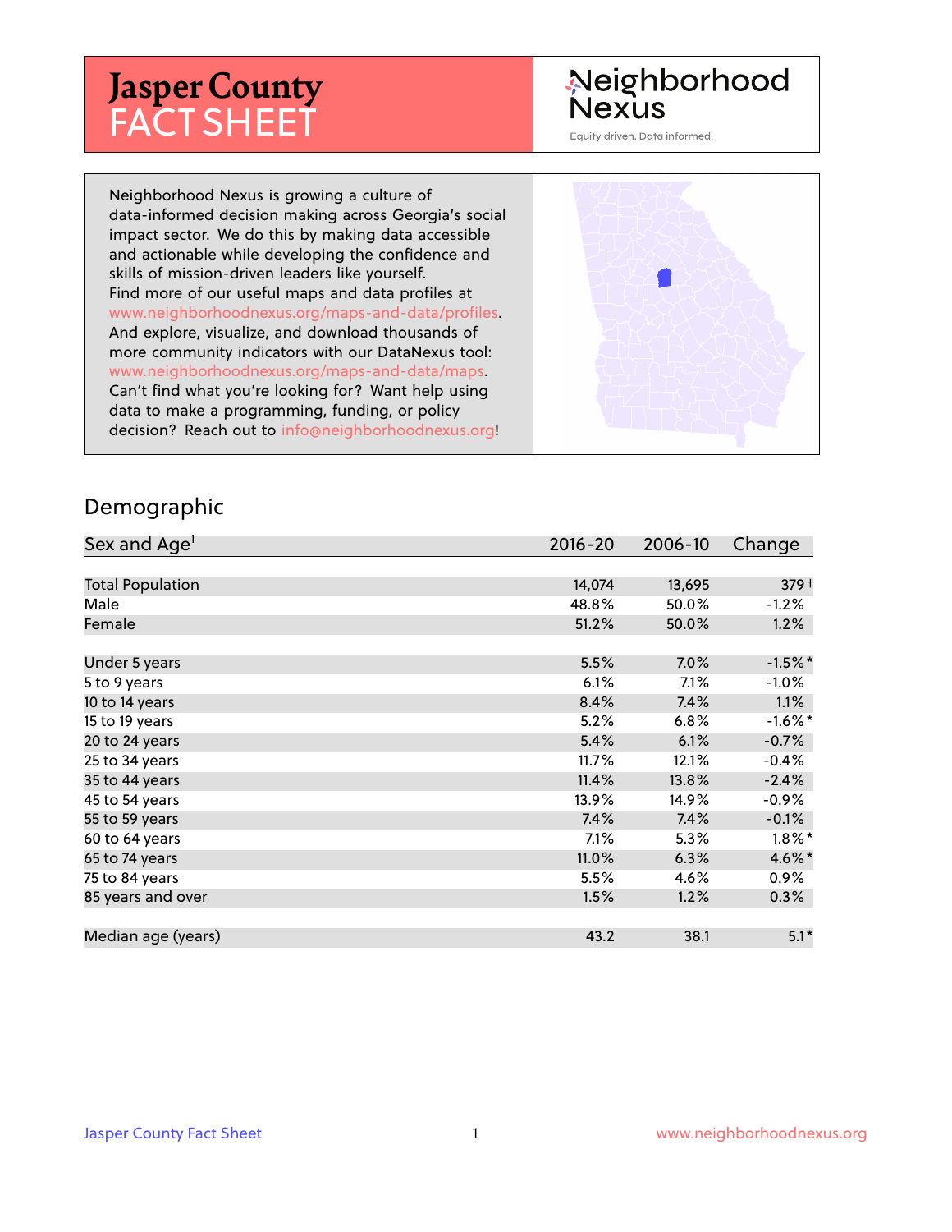# Jasper County FACT SHEET

Neighborhood Nexus

Equity driven. Data informed.

Neighborhood Nexus is growing a culture of data-informed decision making across Georgia's social impact sector. We do this by making data accessible and actionable while developing the confidence and skills of mission-driven leaders like yourself. Find more of our useful maps and data profiles at www.neighborhoodnexus.org/maps-and-data/profiles. And explore, visualize, and download thousands of more community indicators with our DataNexus tool: www.neighborhoodnexus.org/maps-and-data/maps. Can't find what you're looking for? Want help using data to make a programming, funding, or policy decision? Reach out to info@neighborhoodnexus.org!

## Demographic

| Sex and Age[1] | 2016-20 | 2006-10 | Change |
|---|---|---|---|
| Total Population | 14,074 | 13,695 | 379 † |
| Male | 48.8% | 50.0% | -1.2% |
| Female | 51.2% | 50.0% | 1.2% |
| Under 5 years | 5.5% | 7.0% | -1.5% * |
| 5 to 9 years | 6.1% | 7.1% | -1.0% |
| 10 to 14 years | 8.4% | 7.4% | 1.1% |
| 15 to 19 years | 5.2% | 6.8% | -1.6% * |
| 20 to 24 years | 5.4% | 6.1% | -0.7% |
| 25 to 34 years | 11.7% | 12.1% | -0.4% |
| 35 to 44 years | 11.4% | 13.8% | -2.4% |
| 45 to 54 years | 13.9% | 14.9% | -0.9% |
| 55 to 59 years | 7.4% | 7.4% | -0.1% |
| 60 to 64 years | 7.1% | 5.3% | 1.8% * |
| 65 to 74 years | 11.0% | 6.3% | 4.6% * |
| 75 to 84 years | 5.5% | 4.6% | 0.9% |
| 85 years and over | 1.5% | 1.2% | 0.3% |
| Median age (years) | 43.2 | 38.1 | 5.1 * |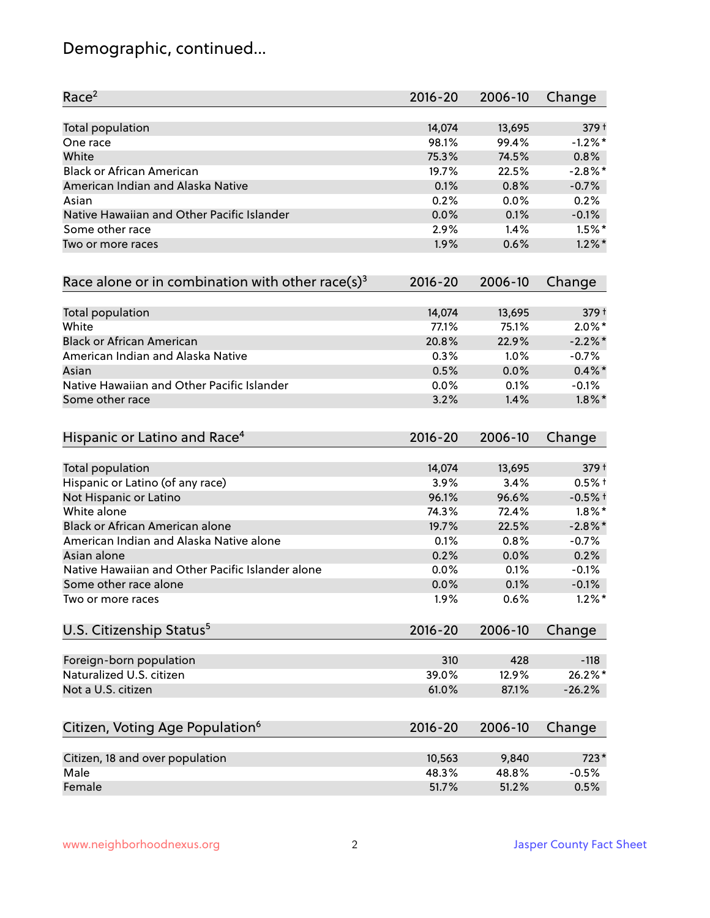## Demographic, continued...

| Race[2] | 2016-20 | 2006-10 | Change |
|---|---|---|---|
| Total population | 14,074 | 13,695 | 379 † |
| One race | 98.1% | 99.4% | -1.2% * |
| White | 75.3% | 74.5% | 0.8% |
| Black or African American | 19.7% | 22.5% | -2.8% * |
| American Indian and Alaska Native | 0.1% | 0.8% | -0.7% |
| Asian | 0.2% | 0.0% | 0.2% |
| Native Hawaiian and Other Pacific Islander | 0.0% | 0.1% | -0.1% |
| Some other race | 2.9% | 1.4% | 1.5% * |
| Two or more races | 1.9% | 0.6% | 1.2% * |

| Race alone or in combination with other race(s)[3] | 2016-20 | 2006-10 | Change |
|---|---|---|---|
| Total population | 14,074 | 13,695 | 379 † |
| White | 77.1% | 75.1% | 2.0% * |
| Black or African American | 20.8% | 22.9% | -2.2% * |
| American Indian and Alaska Native | 0.3% | 1.0% | -0.7% |
| Asian | 0.5% | 0.0% | 0.4% * |
| Native Hawaiian and Other Pacific Islander | 0.0% | 0.1% | -0.1% |
| Some other race | 3.2% | 1.4% | 1.8% * |

| Hispanic or Latino and Race[4] | 2016-20 | 2006-10 | Change |
|---|---|---|---|
| Total population | 14,074 | 13,695 | 379 † |
| Hispanic or Latino (of any race) | 3.9% | 3.4% | 0.5% † |
| Not Hispanic or Latino | 96.1% | 96.6% | -0.5% † |
| White alone | 74.3% | 72.4% | 1.8% * |
| Black or African American alone | 19.7% | 22.5% | -2.8% * |
| American Indian and Alaska Native alone | 0.1% | 0.8% | -0.7% |
| Asian alone | 0.2% | 0.0% | 0.2% |
| Native Hawaiian and Other Pacific Islander alone | 0.0% | 0.1% | -0.1% |
| Some other race alone | 0.0% | 0.1% | -0.1% |
| Two or more races | 1.9% | 0.6% | 1.2% * |

| U.S. Citizenship Status[5] | 2016-20 | 2006-10 | Change |
|---|---|---|---|
| Foreign-born population | 310 | 428 | -118 |
| Naturalized U.S. citizen | 39.0% | 12.9% | 26.2% * |
| Not a U.S. citizen | 61.0% | 87.1% | -26.2% |

| Citizen, Voting Age Population[6] | 2016-20 | 2006-10 | Change |
|---|---|---|---|
| Citizen, 18 and over population | 10,563 | 9,840 | 723 * |
| Male | 48.3% | 48.8% | -0.5% |
| Female | 51.7% | 51.2% | 0.5% |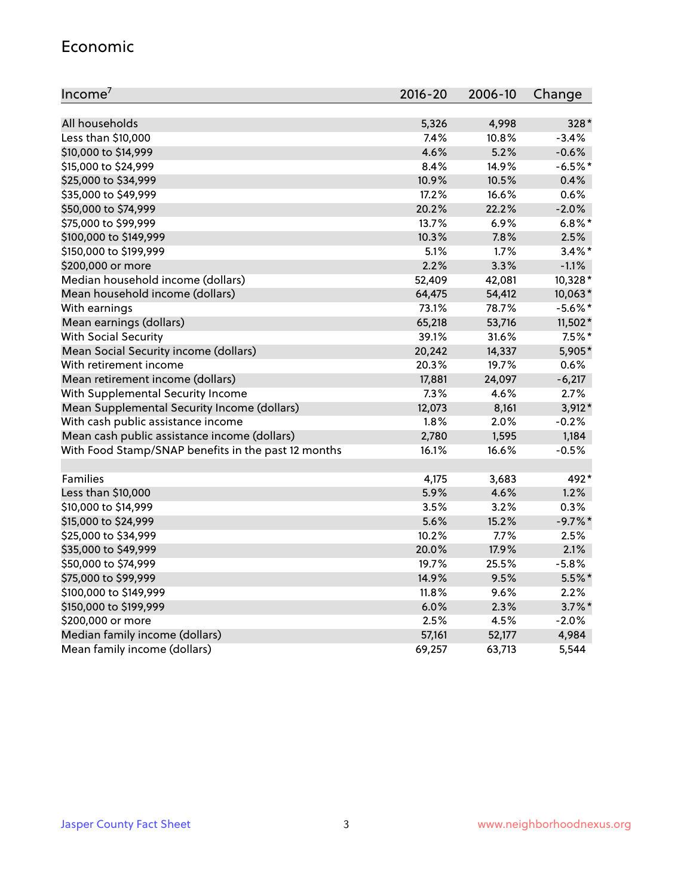## Economic

| Income[7] | 2016-20 | 2006-10 | Change |
|---|---|---|---|
| All households | 5,326 | 4,998 | 328* |
| Less than $10,000 | 7.4% | 10.8% | -3.4% |
| $10,000 to $14,999 | 4.6% | 5.2% | -0.6% |
| $15,000 to $24,999 | 8.4% | 14.9% | -6.5%* |
| $25,000 to $34,999 | 10.9% | 10.5% | 0.4% |
| $35,000 to $49,999 | 17.2% | 16.6% | 0.6% |
| $50,000 to $74,999 | 20.2% | 22.2% | -2.0% |
| $75,000 to $99,999 | 13.7% | 6.9% | 6.8%* |
| $100,000 to $149,999 | 10.3% | 7.8% | 2.5% |
| $150,000 to $199,999 | 5.1% | 1.7% | 3.4%* |
| $200,000 or more | 2.2% | 3.3% | -1.1% |
| Median household income (dollars) | 52,409 | 42,081 | 10,328* |
| Mean household income (dollars) | 64,475 | 54,412 | 10,063* |
| With earnings | 73.1% | 78.7% | -5.6%* |
| Mean earnings (dollars) | 65,218 | 53,716 | 11,502* |
| With Social Security | 39.1% | 31.6% | 7.5%* |
| Mean Social Security income (dollars) | 20,242 | 14,337 | 5,905* |
| With retirement income | 20.3% | 19.7% | 0.6% |
| Mean retirement income (dollars) | 17,881 | 24,097 | -6,217 |
| With Supplemental Security Income | 7.3% | 4.6% | 2.7% |
| Mean Supplemental Security Income (dollars) | 12,073 | 8,161 | 3,912* |
| With cash public assistance income | 1.8% | 2.0% | -0.2% |
| Mean cash public assistance income (dollars) | 2,780 | 1,595 | 1,184 |
| With Food Stamp/SNAP benefits in the past 12 months | 16.1% | 16.6% | -0.5% |
| | | | |
| Families | 4,175 | 3,683 | 492* |
| Less than $10,000 | 5.9% | 4.6% | 1.2% |
| $10,000 to $14,999 | 3.5% | 3.2% | 0.3% |
| $15,000 to $24,999 | 5.6% | 15.2% | -9.7%* |
| $25,000 to $34,999 | 10.2% | 7.7% | 2.5% |
| $35,000 to $49,999 | 20.0% | 17.9% | 2.1% |
| $50,000 to $74,999 | 19.7% | 25.5% | -5.8% |
| $75,000 to $99,999 | 14.9% | 9.5% | 5.5%* |
| $100,000 to $149,999 | 11.8% | 9.6% | 2.2% |
| $150,000 to $199,999 | 6.0% | 2.3% | 3.7%* |
| $200,000 or more | 2.5% | 4.5% | -2.0% |
| Median family income (dollars) | 57,161 | 52,177 | 4,984 |
| Mean family income (dollars) | 69,257 | 63,713 | 5,544 |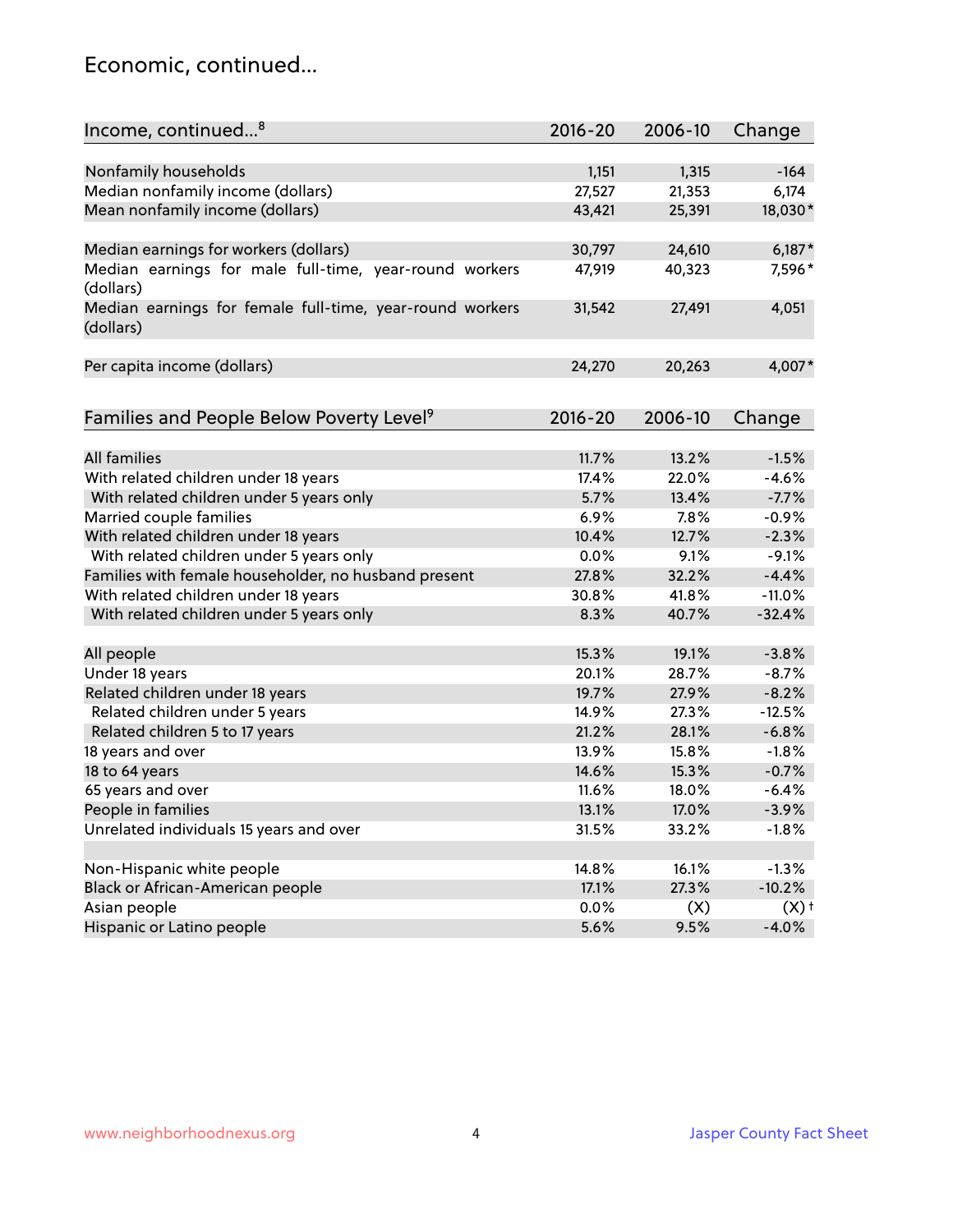## Economic, continued...

| Income, continued...[8] | 2016-20 | 2006-10 | Change |
|---|---|---|---|
| Nonfamily households | 1,151 | 1,315 | -164 |
| Median nonfamily income (dollars) | 27,527 | 21,353 | 6,174 |
| Mean nonfamily income (dollars) | 43,421 | 25,391 | 18,030* |
| Median earnings for workers (dollars) | 30,797 | 24,610 | 6,187* |
| Median earnings for male full-time, year-round workers (dollars) | 47,919 | 40,323 | 7,596* |
| Median earnings for female full-time, year-round workers (dollars) | 31,542 | 27,491 | 4,051 |
| Per capita income (dollars) | 24,270 | 20,263 | 4,007* |

| Families and People Below Poverty Level[9] | 2016-20 | 2006-10 | Change |
|---|---|---|---|
| All families | 11.7% | 13.2% | -1.5% |
| With related children under 18 years | 17.4% | 22.0% | -4.6% |
| With related children under 5 years only | 5.7% | 13.4% | -7.7% |
| Married couple families | 6.9% | 7.8% | -0.9% |
| With related children under 18 years | 10.4% | 12.7% | -2.3% |
| With related children under 5 years only | 0.0% | 9.1% | -9.1% |
| Families with female householder, no husband present | 27.8% | 32.2% | -4.4% |
| With related children under 18 years | 30.8% | 41.8% | -11.0% |
| With related children under 5 years only | 8.3% | 40.7% | -32.4% |
| All people | 15.3% | 19.1% | -3.8% |
| Under 18 years | 20.1% | 28.7% | -8.7% |
| Related children under 18 years | 19.7% | 27.9% | -8.2% |
| Related children under 5 years | 14.9% | 27.3% | -12.5% |
| Related children 5 to 17 years | 21.2% | 28.1% | -6.8% |
| 18 years and over | 13.9% | 15.8% | -1.8% |
| 18 to 64 years | 14.6% | 15.3% | -0.7% |
| 65 years and over | 11.6% | 18.0% | -6.4% |
| People in families | 13.1% | 17.0% | -3.9% |
| Unrelated individuals 15 years and over | 31.5% | 33.2% | -1.8% |
| Non-Hispanic white people | 14.8% | 16.1% | -1.3% |
| Black or African-American people | 17.1% | 27.3% | -10.2% |
| Asian people | 0.0% | (X) | (X)† |
| Hispanic or Latino people | 5.6% | 9.5% | -4.0% |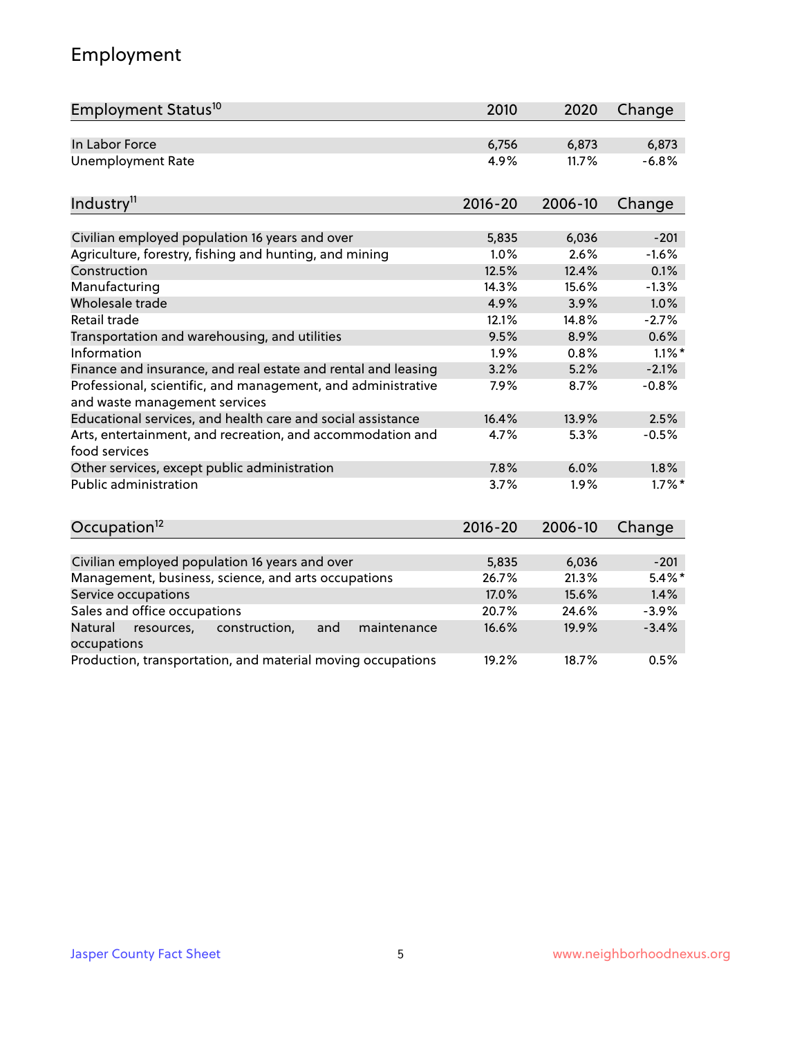## Employment

| Employment Status[10] | 2010 | 2020 | Change |
|---|---|---|---|
| In Labor Force | 6,756 | 6,873 | 6,873 |
| Unemployment Rate | 4.9% | 11.7% | -6.8% |

| Industry[11] | 2016-20 | 2006-10 | Change |
|---|---|---|---|
| Civilian employed population 16 years and over | 5,835 | 6,036 | -201 |
| Agriculture, forestry, fishing and hunting, and mining | 1.0% | 2.6% | -1.6% |
| Construction | 12.5% | 12.4% | 0.1% |
| Manufacturing | 14.3% | 15.6% | -1.3% |
| Wholesale trade | 4.9% | 3.9% | 1.0% |
| Retail trade | 12.1% | 14.8% | -2.7% |
| Transportation and warehousing, and utilities | 9.5% | 8.9% | 0.6% |
| Information | 1.9% | 0.8% | 1.1%* |
| Finance and insurance, and real estate and rental and leasing | 3.2% | 5.2% | -2.1% |
| Professional, scientific, and management, and administrative and waste management services | 7.9% | 8.7% | -0.8% |
| Educational services, and health care and social assistance | 16.4% | 13.9% | 2.5% |
| Arts, entertainment, and recreation, and accommodation and food services | 4.7% | 5.3% | -0.5% |
| Other services, except public administration | 7.8% | 6.0% | 1.8% |
| Public administration | 3.7% | 1.9% | 1.7%* |

| Occupation[12] | 2016-20 | 2006-10 | Change |
|---|---|---|---|
| Civilian employed population 16 years and over | 5,835 | 6,036 | -201 |
| Management, business, science, and arts occupations | 26.7% | 21.3% | 5.4%* |
| Service occupations | 17.0% | 15.6% | 1.4% |
| Sales and office occupations | 20.7% | 24.6% | -3.9% |
| Natural resources, construction, and maintenance occupations | 16.6% | 19.9% | -3.4% |
| Production, transportation, and material moving occupations | 19.2% | 18.7% | 0.5% |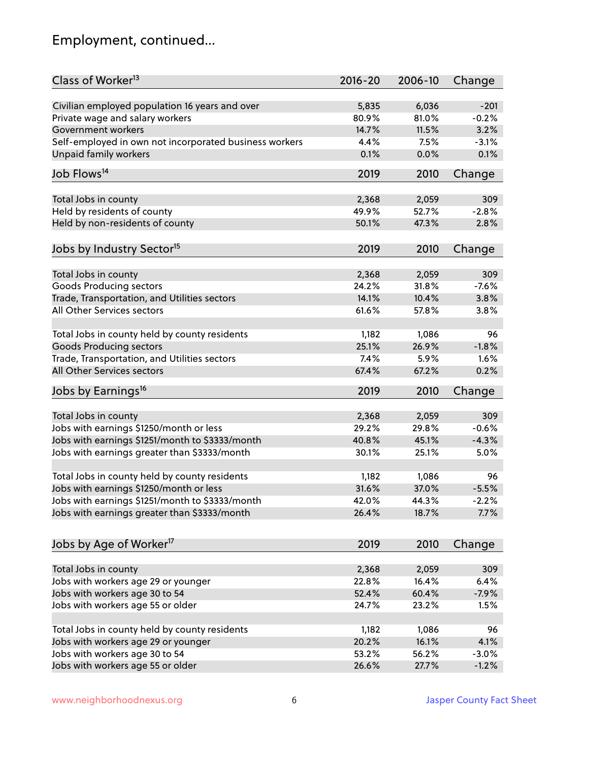# Employment, continued...

| Class of Worker[13] | 2016-20 | 2006-10 | Change |
|---|---|---|---|
| Civilian employed population 16 years and over | 5,835 | 6,036 | -201 |
| Private wage and salary workers | 80.9% | 81.0% | -0.2% |
| Government workers | 14.7% | 11.5% | 3.2% |
| Self-employed in own not incorporated business workers | 4.4% | 7.5% | -3.1% |
| Unpaid family workers | 0.1% | 0.0% | 0.1% |

| Job Flows[14] | 2019 | 2010 | Change |
|---|---|---|---|
| Total Jobs in county | 2,368 | 2,059 | 309 |
| Held by residents of county | 49.9% | 52.7% | -2.8% |
| Held by non-residents of county | 50.1% | 47.3% | 2.8% |

| Jobs by Industry Sector[15] | 2019 | 2010 | Change |
|---|---|---|---|
| Total Jobs in county | 2,368 | 2,059 | 309 |
| Goods Producing sectors | 24.2% | 31.8% | -7.6% |
| Trade, Transportation, and Utilities sectors | 14.1% | 10.4% | 3.8% |
| All Other Services sectors | 61.6% | 57.8% | 3.8% |
| | | | |
| Total Jobs in county held by county residents | 1,182 | 1,086 | 96 |
| Goods Producing sectors | 25.1% | 26.9% | -1.8% |
| Trade, Transportation, and Utilities sectors | 7.4% | 5.9% | 1.6% |
| All Other Services sectors | 67.4% | 67.2% | 0.2% |

| Jobs by Earnings[16] | 2019 | 2010 | Change |
|---|---|---|---|
| Total Jobs in county | 2,368 | 2,059 | 309 |
| Jobs with earnings $1250/month or less | 29.2% | 29.8% | -0.6% |
| Jobs with earnings $1251/month to $3333/month | 40.8% | 45.1% | -4.3% |
| Jobs with earnings greater than $3333/month | 30.1% | 25.1% | 5.0% |
| | | | |
| Total Jobs in county held by county residents | 1,182 | 1,086 | 96 |
| Jobs with earnings $1250/month or less | 31.6% | 37.0% | -5.5% |
| Jobs with earnings $1251/month to $3333/month | 42.0% | 44.3% | -2.2% |
| Jobs with earnings greater than $3333/month | 26.4% | 18.7% | 7.7% |

| Jobs by Age of Worker[17] | 2019 | 2010 | Change |
|---|---|---|---|
| Total Jobs in county | 2,368 | 2,059 | 309 |
| Jobs with workers age 29 or younger | 22.8% | 16.4% | 6.4% |
| Jobs with workers age 30 to 54 | 52.4% | 60.4% | -7.9% |
| Jobs with workers age 55 or older | 24.7% | 23.2% | 1.5% |
| | | | |
| Total Jobs in county held by county residents | 1,182 | 1,086 | 96 |
| Jobs with workers age 29 or younger | 20.2% | 16.1% | 4.1% |
| Jobs with workers age 30 to 54 | 53.2% | 56.2% | -3.0% |
| Jobs with workers age 55 or older | 26.6% | 27.7% | -1.2% |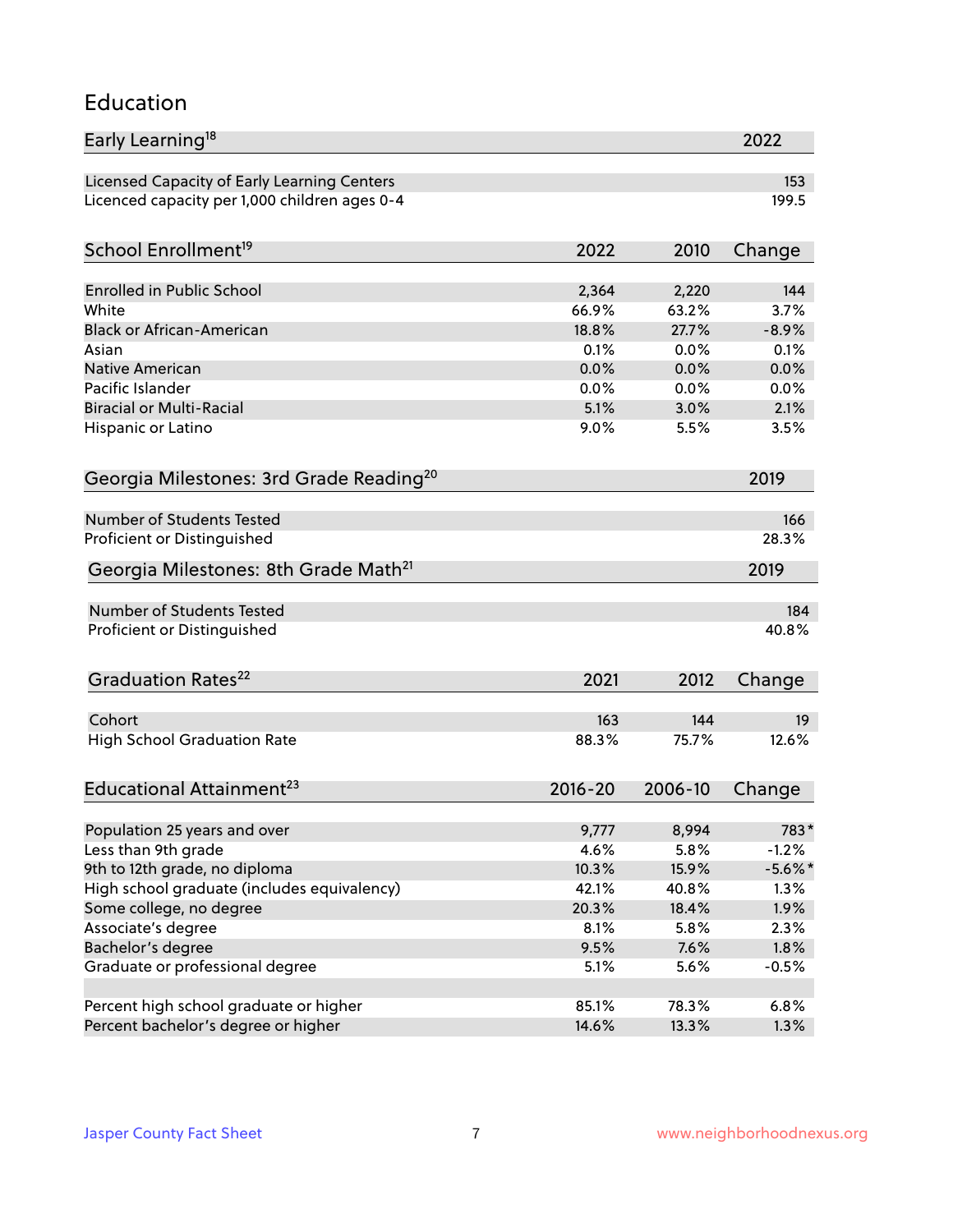# Education

| Early Learning[18] | 2022 |
|---|---|
| Licensed Capacity of Early Learning Centers | 153 |
| Licenced capacity per 1,000 children ages 0-4 | 199.5 |

| School Enrollment[19] | 2022 | 2010 | Change |
|---|---|---|---|
| Enrolled in Public School | 2,364 | 2,220 | 144 |
| White | 66.9% | 63.2% | 3.7% |
| Black or African-American | 18.8% | 27.7% | -8.9% |
| Asian | 0.1% | 0.0% | 0.1% |
| Native American | 0.0% | 0.0% | 0.0% |
| Pacific Islander | 0.0% | 0.0% | 0.0% |
| Biracial or Multi-Racial | 5.1% | 3.0% | 2.1% |
| Hispanic or Latino | 9.0% | 5.5% | 3.5% |

| Georgia Milestones: 3rd Grade Reading[20] | 2019 |
|---|---|
| Number of Students Tested | 166 |
| Proficient or Distinguished | 28.3% |

| Georgia Milestones: 8th Grade Math[21] | 2019 |
|---|---|
| Number of Students Tested | 184 |
| Proficient or Distinguished | 40.8% |

| Graduation Rates[22] | 2021 | 2012 | Change |
|---|---|---|---|
| Cohort | 163 | 144 | 19 |
| High School Graduation Rate | 88.3% | 75.7% | 12.6% |

| Educational Attainment[23] | 2016-20 | 2006-10 | Change |
|---|---|---|---|
| Population 25 years and over | 9,777 | 8,994 | 783* |
| Less than 9th grade | 4.6% | 5.8% | -1.2% |
| 9th to 12th grade, no diploma | 10.3% | 15.9% | -5.6%* |
| High school graduate (includes equivalency) | 42.1% | 40.8% | 1.3% |
| Some college, no degree | 20.3% | 18.4% | 1.9% |
| Associate's degree | 8.1% | 5.8% | 2.3% |
| Bachelor's degree | 9.5% | 7.6% | 1.8% |
| Graduate or professional degree | 5.1% | 5.6% | -0.5% |
| | | | |
| Percent high school graduate or higher | 85.1% | 78.3% | 6.8% |
| Percent bachelor's degree or higher | 14.6% | 13.3% | 1.3% |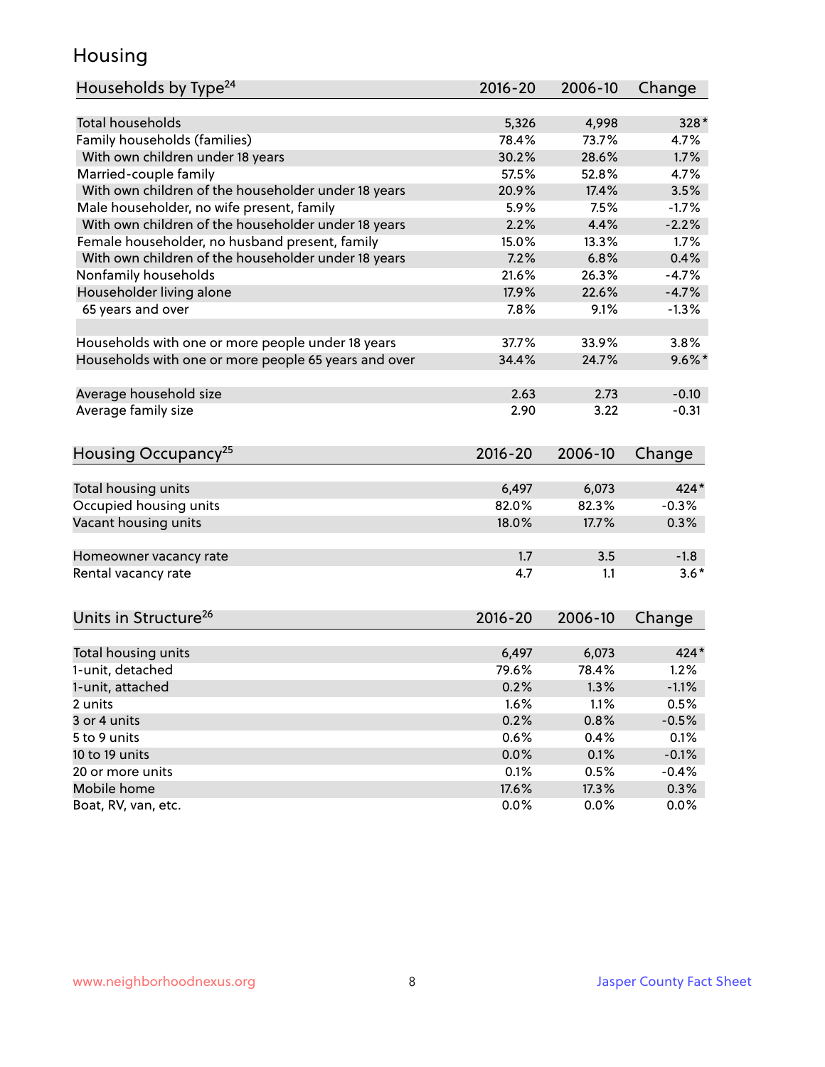# Housing

| Households by Type[24] | 2016-20 | 2006-10 | Change |
|---|---|---|---|
| Total households | 5,326 | 4,998 | 328* |
| Family households (families) | 78.4% | 73.7% | 4.7% |
| With own children under 18 years | 30.2% | 28.6% | 1.7% |
| Married-couple family | 57.5% | 52.8% | 4.7% |
| With own children of the householder under 18 years | 20.9% | 17.4% | 3.5% |
| Male householder, no wife present, family | 5.9% | 7.5% | -1.7% |
| With own children of the householder under 18 years | 2.2% | 4.4% | -2.2% |
| Female householder, no husband present, family | 15.0% | 13.3% | 1.7% |
| With own children of the householder under 18 years | 7.2% | 6.8% | 0.4% |
| Nonfamily households | 21.6% | 26.3% | -4.7% |
| Householder living alone | 17.9% | 22.6% | -4.7% |
| 65 years and over | 7.8% | 9.1% | -1.3% |
| | | | |
| Households with one or more people under 18 years | 37.7% | 33.9% | 3.8% |
| Households with one or more people 65 years and over | 34.4% | 24.7% | 9.6%* |
| | | | |
| Average household size | 2.63 | 2.73 | -0.10 |
| Average family size | 2.90 | 3.22 | -0.31 |

| Housing Occupancy[25] | 2016-20 | 2006-10 | Change |
|---|---|---|---|
| Total housing units | 6,497 | 6,073 | 424* |
| Occupied housing units | 82.0% | 82.3% | -0.3% |
| Vacant housing units | 18.0% | 17.7% | 0.3% |
| | | | |
| Homeowner vacancy rate | 1.7 | 3.5 | -1.8 |
| Rental vacancy rate | 4.7 | 1.1 | 3.6* |

| Units in Structure[26] | 2016-20 | 2006-10 | Change |
|---|---|---|---|
| Total housing units | 6,497 | 6,073 | 424* |
| 1-unit, detached | 79.6% | 78.4% | 1.2% |
| 1-unit, attached | 0.2% | 1.3% | -1.1% |
| 2 units | 1.6% | 1.1% | 0.5% |
| 3 or 4 units | 0.2% | 0.8% | -0.5% |
| 5 to 9 units | 0.6% | 0.4% | 0.1% |
| 10 to 19 units | 0.0% | 0.1% | -0.1% |
| 20 or more units | 0.1% | 0.5% | -0.4% |
| Mobile home | 17.6% | 17.3% | 0.3% |
| Boat, RV, van, etc. | 0.0% | 0.0% | 0.0% |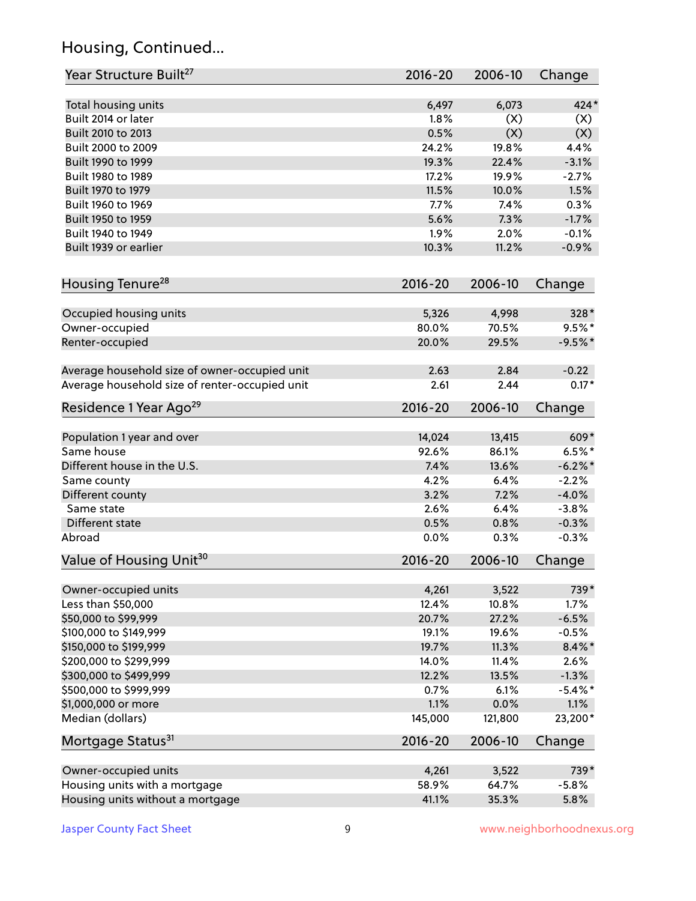## Housing, Continued...

| Year Structure Built[27] | 2016-20 | 2006-10 | Change |
|---|---|---|---|
| Total housing units | 6,497 | 6,073 | 424* |
| Built 2014 or later | 1.8% | (X) | (X) |
| Built 2010 to 2013 | 0.5% | (X) | (X) |
| Built 2000 to 2009 | 24.2% | 19.8% | 4.4% |
| Built 1990 to 1999 | 19.3% | 22.4% | -3.1% |
| Built 1980 to 1989 | 17.2% | 19.9% | -2.7% |
| Built 1970 to 1979 | 11.5% | 10.0% | 1.5% |
| Built 1960 to 1969 | 7.7% | 7.4% | 0.3% |
| Built 1950 to 1959 | 5.6% | 7.3% | -1.7% |
| Built 1940 to 1949 | 1.9% | 2.0% | -0.1% |
| Built 1939 or earlier | 10.3% | 11.2% | -0.9% |

| Housing Tenure[28] | 2016-20 | 2006-10 | Change |
|---|---|---|---|
| Occupied housing units | 5,326 | 4,998 | 328* |
| Owner-occupied | 80.0% | 70.5% | 9.5%* |
| Renter-occupied | 20.0% | 29.5% | -9.5%* |
| Average household size of owner-occupied unit | 2.63 | 2.84 | -0.22 |
| Average household size of renter-occupied unit | 2.61 | 2.44 | 0.17* |

| Residence 1 Year Ago[29] | 2016-20 | 2006-10 | Change |
|---|---|---|---|
| Population 1 year and over | 14,024 | 13,415 | 609* |
| Same house | 92.6% | 86.1% | 6.5%* |
| Different house in the U.S. | 7.4% | 13.6% | -6.2%* |
| Same county | 4.2% | 6.4% | -2.2% |
| Different county | 3.2% | 7.2% | -4.0% |
| Same state | 2.6% | 6.4% | -3.8% |
| Different state | 0.5% | 0.8% | -0.3% |
| Abroad | 0.0% | 0.3% | -0.3% |

| Value of Housing Unit[30] | 2016-20 | 2006-10 | Change |
|---|---|---|---|
| Owner-occupied units | 4,261 | 3,522 | 739* |
| Less than $50,000 | 12.4% | 10.8% | 1.7% |
| $50,000 to $99,999 | 20.7% | 27.2% | -6.5% |
| $100,000 to $149,999 | 19.1% | 19.6% | -0.5% |
| $150,000 to $199,999 | 19.7% | 11.3% | 8.4%* |
| $200,000 to $299,999 | 14.0% | 11.4% | 2.6% |
| $300,000 to $499,999 | 12.2% | 13.5% | -1.3% |
| $500,000 to $999,999 | 0.7% | 6.1% | -5.4%* |
| $1,000,000 or more | 1.1% | 0.0% | 1.1% |
| Median (dollars) | 145,000 | 121,800 | 23,200* |

| Mortgage Status[31] | 2016-20 | 2006-10 | Change |
|---|---|---|---|
| Owner-occupied units | 4,261 | 3,522 | 739* |
| Housing units with a mortgage | 58.9% | 64.7% | -5.8% |
| Housing units without a mortgage | 41.1% | 35.3% | 5.8% |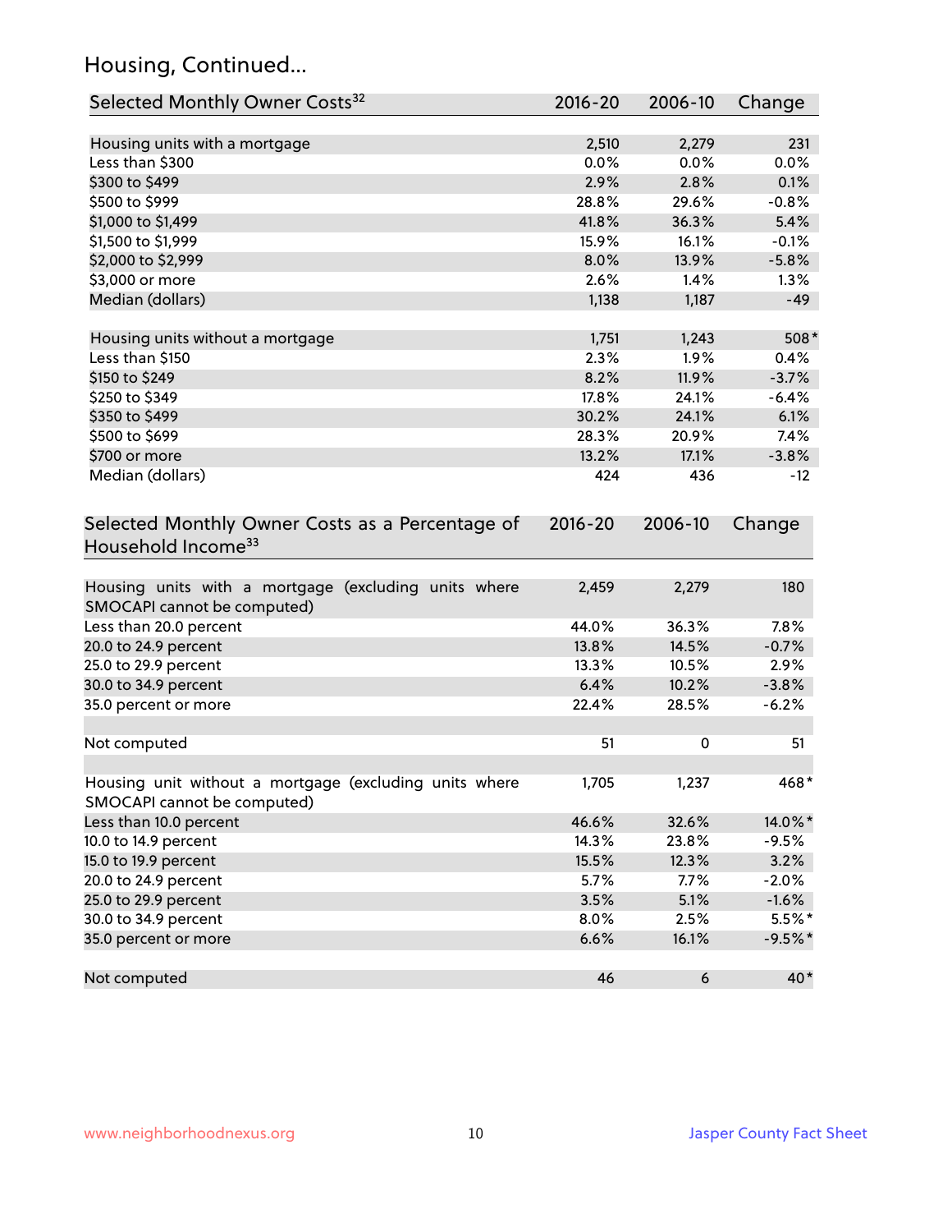## Housing, Continued...

| Selected Monthly Owner Costs[32] | 2016-20 | 2006-10 | Change |
|---|---|---|---|
| Housing units with a mortgage | 2,510 | 2,279 | 231 |
| Less than $300 | 0.0% | 0.0% | 0.0% |
| $300 to $499 | 2.9% | 2.8% | 0.1% |
| $500 to $999 | 28.8% | 29.6% | -0.8% |
| $1,000 to $1,499 | 41.8% | 36.3% | 5.4% |
| $1,500 to $1,999 | 15.9% | 16.1% | -0.1% |
| $2,000 to $2,999 | 8.0% | 13.9% | -5.8% |
| $3,000 or more | 2.6% | 1.4% | 1.3% |
| Median (dollars) | 1,138 | 1,187 | -49 |
| | | | |
| Housing units without a mortgage | 1,751 | 1,243 | 508* |
| Less than $150 | 2.3% | 1.9% | 0.4% |
| $150 to $249 | 8.2% | 11.9% | -3.7% |
| $250 to $349 | 17.8% | 24.1% | -6.4% |
| $350 to $499 | 30.2% | 24.1% | 6.1% |
| $500 to $699 | 28.3% | 20.9% | 7.4% |
| $700 or more | 13.2% | 17.1% | -3.8% |
| Median (dollars) | 424 | 436 | -12 |

| Selected Monthly Owner Costs as a Percentage of Household Income[33] | 2016-20 | 2006-10 | Change |
|---|---|---|---|
| Housing units with a mortgage (excluding units where SMOCAPI cannot be computed) | 2,459 | 2,279 | 180 |
| Less than 20.0 percent | 44.0% | 36.3% | 7.8% |
| 20.0 to 24.9 percent | 13.8% | 14.5% | -0.7% |
| 25.0 to 29.9 percent | 13.3% | 10.5% | 2.9% |
| 30.0 to 34.9 percent | 6.4% | 10.2% | -3.8% |
| 35.0 percent or more | 22.4% | 28.5% | -6.2% |
| | | | |
| Not computed | 51 | 0 | 51 |
| | | | |
| Housing unit without a mortgage (excluding units where SMOCAPI cannot be computed) | 1,705 | 1,237 | 468* |
| Less than 10.0 percent | 46.6% | 32.6% | 14.0%* |
| 10.0 to 14.9 percent | 14.3% | 23.8% | -9.5% |
| 15.0 to 19.9 percent | 15.5% | 12.3% | 3.2% |
| 20.0 to 24.9 percent | 5.7% | 7.7% | -2.0% |
| 25.0 to 29.9 percent | 3.5% | 5.1% | -1.6% |
| 30.0 to 34.9 percent | 8.0% | 2.5% | 5.5%* |
| 35.0 percent or more | 6.6% | 16.1% | -9.5%* |
| | | | |
| Not computed | 46 | 6 | 40* |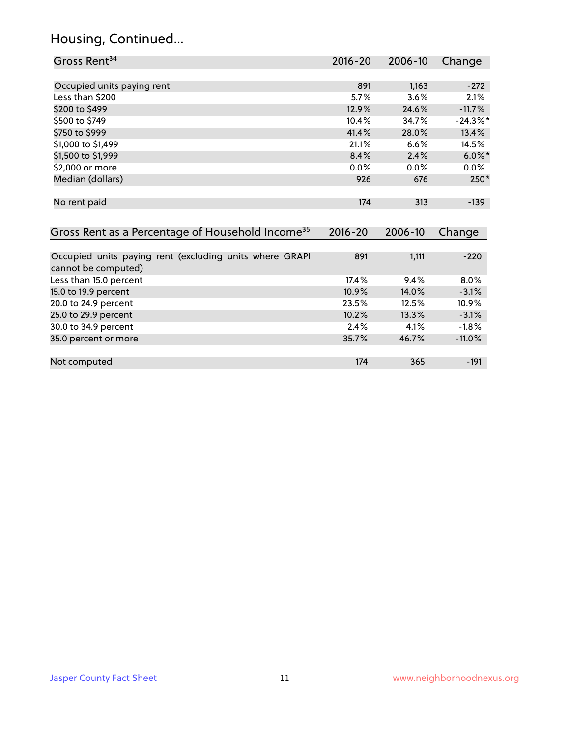## Housing, Continued...

| Gross Rent[34] | 2016-20 | 2006-10 | Change |
|---|---|---|---|
| Occupied units paying rent | 891 | 1,163 | -272 |
| Less than $200 | 5.7% | 3.6% | 2.1% |
| $200 to $499 | 12.9% | 24.6% | -11.7% |
| $500 to $749 | 10.4% | 34.7% | -24.3%* |
| $750 to $999 | 41.4% | 28.0% | 13.4% |
| $1,000 to $1,499 | 21.1% | 6.6% | 14.5% |
| $1,500 to $1,999 | 8.4% | 2.4% | 6.0%* |
| $2,000 or more | 0.0% | 0.0% | 0.0% |
| Median (dollars) | 926 | 676 | 250* |
| No rent paid | 174 | 313 | -139 |

| Gross Rent as a Percentage of Household Income[35] | 2016-20 | 2006-10 | Change |
|---|---|---|---|
| Occupied units paying rent (excluding units where GRAPI cannot be computed) | 891 | 1,111 | -220 |
| Less than 15.0 percent | 17.4% | 9.4% | 8.0% |
| 15.0 to 19.9 percent | 10.9% | 14.0% | -3.1% |
| 20.0 to 24.9 percent | 23.5% | 12.5% | 10.9% |
| 25.0 to 29.9 percent | 10.2% | 13.3% | -3.1% |
| 30.0 to 34.9 percent | 2.4% | 4.1% | -1.8% |
| 35.0 percent or more | 35.7% | 46.7% | -11.0% |
| Not computed | 174 | 365 | -191 |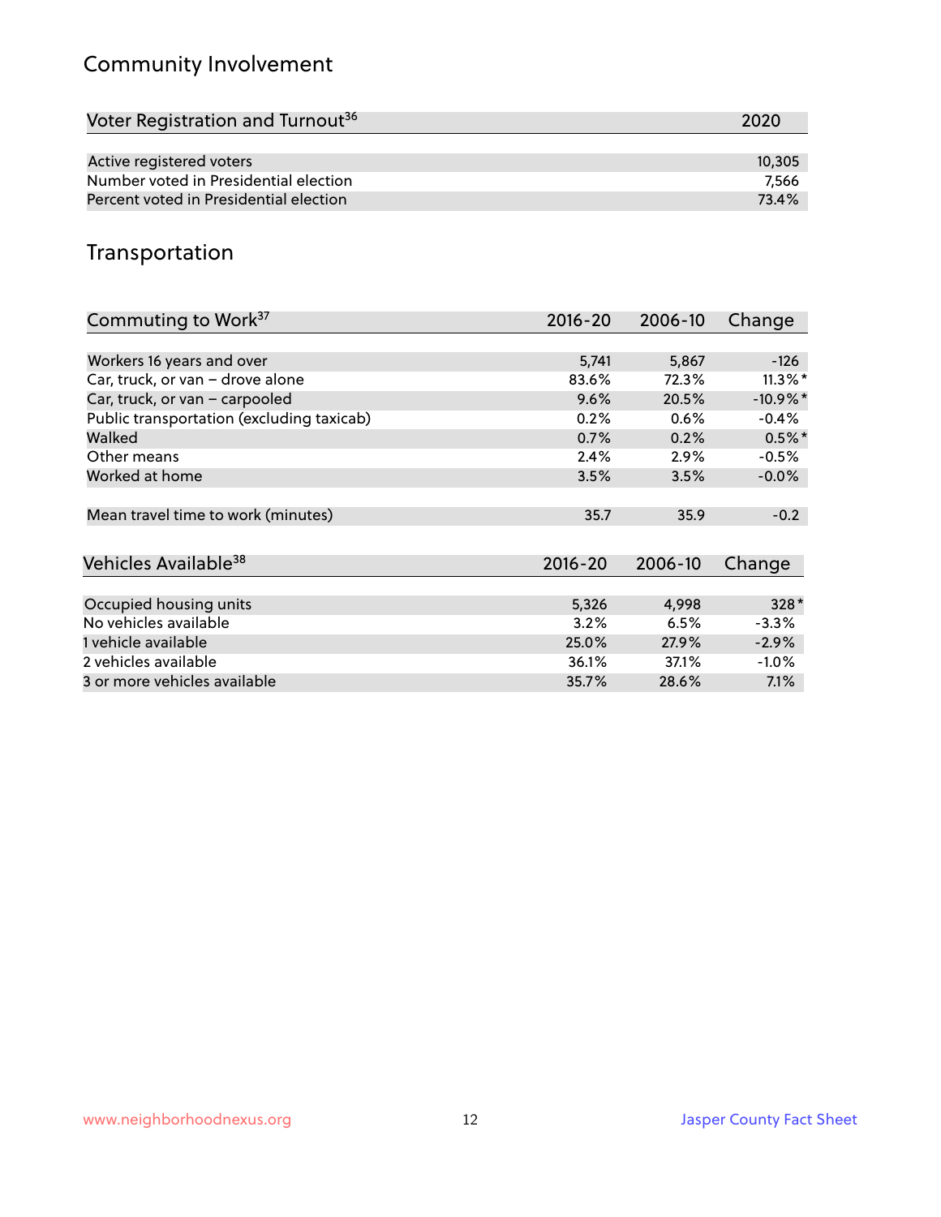## Community Involvement

| Voter Registration and Turnout[36] | 2020 |
|---|---|
| Active registered voters | 10,305 |
| Number voted in Presidential election | 7,566 |
| Percent voted in Presidential election | 73.4% |

## Transportation

| Commuting to Work[37] | 2016-20 | 2006-10 | Change |
|---|---|---|---|
| Workers 16 years and over | 5,741 | 5,867 | -126 |
| Car, truck, or van – drove alone | 83.6% | 72.3% | 11.3%* |
| Car, truck, or van – carpooled | 9.6% | 20.5% | -10.9%* |
| Public transportation (excluding taxicab) | 0.2% | 0.6% | -0.4% |
| Walked | 0.7% | 0.2% | 0.5%* |
| Other means | 2.4% | 2.9% | -0.5% |
| Worked at home | 3.5% | 3.5% | -0.0% |
| Mean travel time to work (minutes) | 35.7 | 35.9 | -0.2 |

| Vehicles Available[38] | 2016-20 | 2006-10 | Change |
|---|---|---|---|
| Occupied housing units | 5,326 | 4,998 | 328* |
| No vehicles available | 3.2% | 6.5% | -3.3% |
| 1 vehicle available | 25.0% | 27.9% | -2.9% |
| 2 vehicles available | 36.1% | 37.1% | -1.0% |
| 3 or more vehicles available | 35.7% | 28.6% | 7.1% |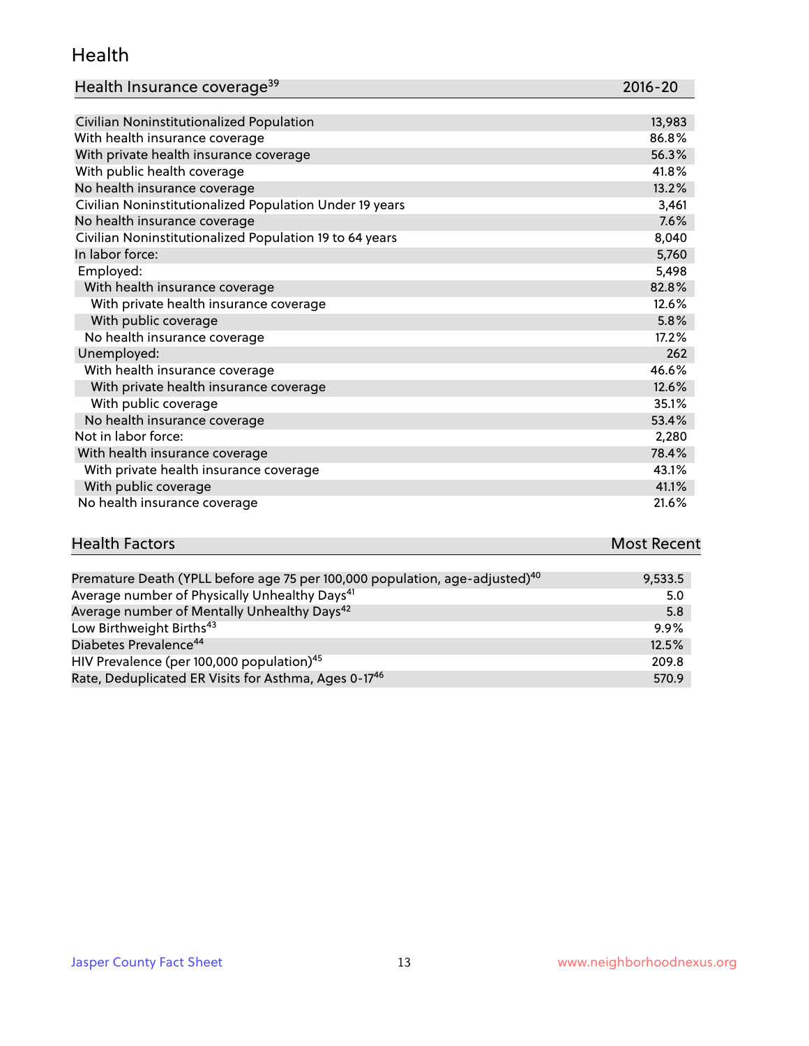# Health

| Health Insurance coverage[39] | 2016-20 |
|---|---|
| Civilian Noninstitutionalized Population | 13,983 |
| With health insurance coverage | 86.8% |
| With private health insurance coverage | 56.3% |
| With public health coverage | 41.8% |
| No health insurance coverage | 13.2% |
| Civilian Noninstitutionalized Population Under 19 years | 3,461 |
| No health insurance coverage | 7.6% |
| Civilian Noninstitutionalized Population 19 to 64 years | 8,040 |
| In labor force: | 5,760 |
| Employed: | 5,498 |
| With health insurance coverage | 82.8% |
| With private health insurance coverage | 12.6% |
| With public coverage | 5.8% |
| No health insurance coverage | 17.2% |
| Unemployed: | 262 |
| With health insurance coverage | 46.6% |
| With private health insurance coverage | 12.6% |
| With public coverage | 35.1% |
| No health insurance coverage | 53.4% |
| Not in labor force: | 2,280 |
| With health insurance coverage | 78.4% |
| With private health insurance coverage | 43.1% |
| With public coverage | 41.1% |
| No health insurance coverage | 21.6% |

| Health Factors | Most Recent |
|---|---|
| Premature Death (YPLL before age 75 per 100,000 population, age-adjusted)[40] | 9,533.5 |
| Average number of Physically Unhealthy Days[41] | 5.0 |
| Average number of Mentally Unhealthy Days[42] | 5.8 |
| Low Birthweight Births[43] | 9.9% |
| Diabetes Prevalence[44] | 12.5% |
| HIV Prevalence (per 100,000 population)[45] | 209.8 |
| Rate, Deduplicated ER Visits for Asthma, Ages 0-17[46] | 570.9 |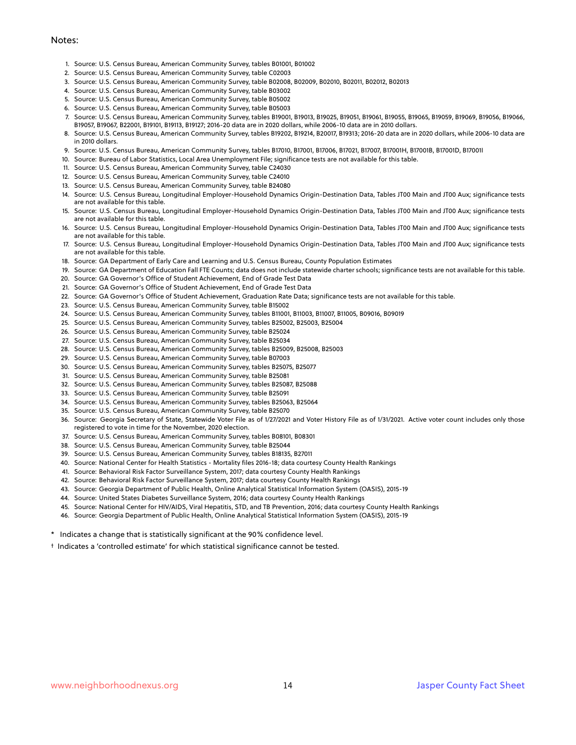Notes:

1. Source: U.S. Census Bureau, American Community Survey, tables B01001, B01002
2. Source: U.S. Census Bureau, American Community Survey, table C02003
3. Source: U.S. Census Bureau, American Community Survey, table B02008, B02009, B02010, B02011, B02012, B02013
4. Source: U.S. Census Bureau, American Community Survey, table B03002
5. Source: U.S. Census Bureau, American Community Survey, table B05002
6. Source: U.S. Census Bureau, American Community Survey, table B05003
7. Source: U.S. Census Bureau, American Community Survey, tables B19001, B19013, B19025, B19051, B19061, B19055, B19065, B19059, B19069, B19056, B19066, B19057, B19067, B22001, B19101, B19113, B19127; 2016-20 data are in 2020 dollars, while 2006-10 data are in 2010 dollars.
8. Source: U.S. Census Bureau, American Community Survey, tables B19202, B19214, B20017, B19313; 2016-20 data are in 2020 dollars, while 2006-10 data are in 2010 dollars.
9. Source: U.S. Census Bureau, American Community Survey, tables B17010, B17001, B17006, B17021, B17007, B17001H, B17001B, B17001D, B17001I
10. Source: Bureau of Labor Statistics, Local Area Unemployment File; significance tests are not available for this table.
11. Source: U.S. Census Bureau, American Community Survey, table C24030
12. Source: U.S. Census Bureau, American Community Survey, table C24010
13. Source: U.S. Census Bureau, American Community Survey, table B24080
14. Source: U.S. Census Bureau, Longitudinal Employer-Household Dynamics Origin-Destination Data, Tables JT00 Main and JT00 Aux; significance tests are not available for this table.
15. Source: U.S. Census Bureau, Longitudinal Employer-Household Dynamics Origin-Destination Data, Tables JT00 Main and JT00 Aux; significance tests are not available for this table.
16. Source: U.S. Census Bureau, Longitudinal Employer-Household Dynamics Origin-Destination Data, Tables JT00 Main and JT00 Aux; significance tests are not available for this table.
17. Source: U.S. Census Bureau, Longitudinal Employer-Household Dynamics Origin-Destination Data, Tables JT00 Main and JT00 Aux; significance tests are not available for this table.
18. Source: GA Department of Early Care and Learning and U.S. Census Bureau, County Population Estimates
19. Source: GA Department of Education Fall FTE Counts; data does not include statewide charter schools; significance tests are not available for this table.
20. Source: GA Governor's Office of Student Achievement, End of Grade Test Data
21. Source: GA Governor's Office of Student Achievement, End of Grade Test Data
22. Source: GA Governor's Office of Student Achievement, Graduation Rate Data; significance tests are not available for this table.
23. Source: U.S. Census Bureau, American Community Survey, table B15002
24. Source: U.S. Census Bureau, American Community Survey, tables B11001, B11003, B11007, B11005, B09016, B09019
25. Source: U.S. Census Bureau, American Community Survey, tables B25002, B25003, B25004
26. Source: U.S. Census Bureau, American Community Survey, table B25024
27. Source: U.S. Census Bureau, American Community Survey, table B25034
28. Source: U.S. Census Bureau, American Community Survey, tables B25009, B25008, B25003
29. Source: U.S. Census Bureau, American Community Survey, table B07003
30. Source: U.S. Census Bureau, American Community Survey, tables B25075, B25077
31. Source: U.S. Census Bureau, American Community Survey, table B25081
32. Source: U.S. Census Bureau, American Community Survey, tables B25087, B25088
33. Source: U.S. Census Bureau, American Community Survey, table B25091
34. Source: U.S. Census Bureau, American Community Survey, tables B25063, B25064
35. Source: U.S. Census Bureau, American Community Survey, table B25070
36. Source: Georgia Secretary of State, Statewide Voter File as of 1/27/2021 and Voter History File as of 1/31/2021. Active voter count includes only those registered to vote in time for the November, 2020 election.
37. Source: U.S. Census Bureau, American Community Survey, tables B08101, B08301
38. Source: U.S. Census Bureau, American Community Survey, table B25044
39. Source: U.S. Census Bureau, American Community Survey, tables B18135, B27011
40. Source: National Center for Health Statistics - Mortality files 2016-18; data courtesy County Health Rankings
41. Source: Behavioral Risk Factor Surveillance System, 2017; data courtesy County Health Rankings
42. Source: Behavioral Risk Factor Surveillance System, 2017; data courtesy County Health Rankings
43. Source: Georgia Department of Public Health, Online Analytical Statistical Information System (OASIS), 2015-19
44. Source: United States Diabetes Surveillance System, 2016; data courtesy County Health Rankings
45. Source: National Center for HIV/AIDS, Viral Hepatitis, STD, and TB Prevention, 2016; data courtesy County Health Rankings
46. Source: Georgia Department of Public Health, Online Analytical Statistical Information System (OASIS), 2015-19

\* Indicates a change that is statistically significant at the 90% confidence level.

† Indicates a 'controlled estimate' for which statistical significance cannot be tested.